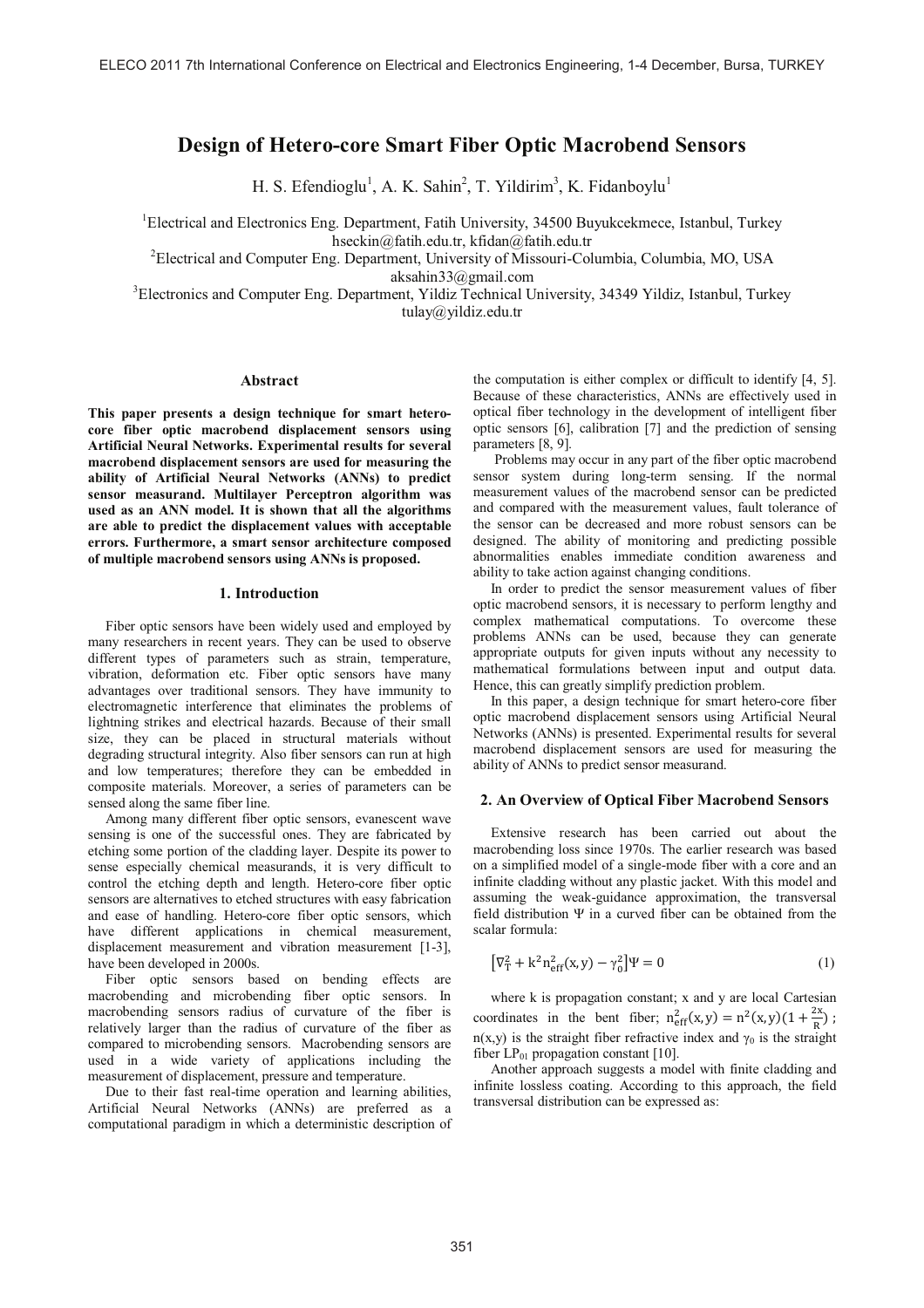# Design of Hetero-core Smart Fiber Optic Macrobend Sensors

H. S. Efendioglu[1], A. K. Sahin[2], T. Yildirim[3], K. Fidanboylu[1]

[1]Electrical and Electronics Eng. Department, Fatih University, 34500 Buyukcekmece, Istanbul, Turkey
hseckin@fatih.edu.tr, kfidan@fatih.edu.tr

[2]Electrical and Computer Eng. Department, University of Missouri-Columbia, Columbia, MO, USA
aksahin33@gmail.com

[3]Electronics and Computer Eng. Department, Yildiz Technical University, 34349 Yildiz, Istanbul, Turkey
tulay@yildiz.edu.tr

### Abstract

**This paper presents a design technique for smart hetero-core fiber optic macrobend displacement sensors using Artificial Neural Networks. Experimental results for several macrobend displacement sensors are used for measuring the ability of Artificial Neural Networks (ANNs) to predict sensor measurand. Multilayer Perceptron algorithm was used as an ANN model. It is shown that all the algorithms are able to predict the displacement values with acceptable errors. Furthermore, a smart sensor architecture composed of multiple macrobend sensors using ANNs is proposed.**

## 1. Introduction

Fiber optic sensors have been widely used and employed by many researchers in recent years. They can be used to observe different types of parameters such as strain, temperature, vibration, deformation etc. Fiber optic sensors have many advantages over traditional sensors. They have immunity to electromagnetic interference that eliminates the problems of lightning strikes and electrical hazards. Because of their small size, they can be placed in structural materials without degrading structural integrity. Also fiber sensors can run at high and low temperatures; therefore they can be embedded in composite materials. Moreover, a series of parameters can be sensed along the same fiber line.

Among many different fiber optic sensors, evanescent wave sensing is one of the successful ones. They are fabricated by etching some portion of the cladding layer. Despite its power to sense especially chemical measurands, it is very difficult to control the etching depth and length. Hetero-core fiber optic sensors are alternatives to etched structures with easy fabrication and ease of handling. Hetero-core fiber optic sensors, which have different applications in chemical measurement, displacement measurement and vibration measurement [1-3], have been developed in 2000s.

Fiber optic sensors based on bending effects are macrobending and microbending fiber optic sensors. In macrobending sensors radius of curvature of the fiber is relatively larger than the radius of curvature of the fiber as compared to microbending sensors. Macrobending sensors are used in a wide variety of applications including the measurement of displacement, pressure and temperature.

Due to their fast real-time operation and learning abilities, Artificial Neural Networks (ANNs) are preferred as a computational paradigm in which a deterministic description of the computation is either complex or difficult to identify [4, 5]. Because of these characteristics, ANNs are effectively used in optical fiber technology in the development of intelligent fiber optic sensors [6], calibration [7] and the prediction of sensing parameters [8, 9].

Problems may occur in any part of the fiber optic macrobend sensor system during long-term sensing. If the normal measurement values of the macrobend sensor can be predicted and compared with the measurement values, fault tolerance of the sensor can be decreased and more robust sensors can be designed. The ability of monitoring and predicting possible abnormalities enables immediate condition awareness and ability to take action against changing conditions.

In order to predict the sensor measurement values of fiber optic macrobend sensors, it is necessary to perform lengthy and complex mathematical computations. To overcome these problems ANNs can be used, because they can generate appropriate outputs for given inputs without any necessity to mathematical formulations between input and output data. Hence, this can greatly simplify prediction problem.

In this paper, a design technique for smart hetero-core fiber optic macrobend displacement sensors using Artificial Neural Networks (ANNs) is presented. Experimental results for several macrobend displacement sensors are used for measuring the ability of ANNs to predict sensor measurand.

## 2. An Overview of Optical Fiber Macrobend Sensors

Extensive research has been carried out about the macrobending loss since 1970s. The earlier research was based on a simplified model of a single-mode fiber with a core and an infinite cladding without any plastic jacket. With this model and assuming the weak-guidance approximation, the transversal field distribution $\Psi$ in a curved fiber can be obtained from the scalar formula:

$$\left[\nabla_T^2 + k^2 n_{eff}^2(x,y) - \gamma_0^2\right]\Psi = 0 \tag{1}$$

where k is propagation constant; x and y are local Cartesian coordinates in the bent fiber; $n_{eff}^2(x,y) = n^2(x,y)(1+\frac{2x}{R})$; n(x,y) is the straight fiber refractive index and $\gamma_0$ is the straight fiber $LP_{01}$ propagation constant [10].

Another approach suggests a model with finite cladding and infinite lossless coating. According to this approach, the field transversal distribution can be expressed as: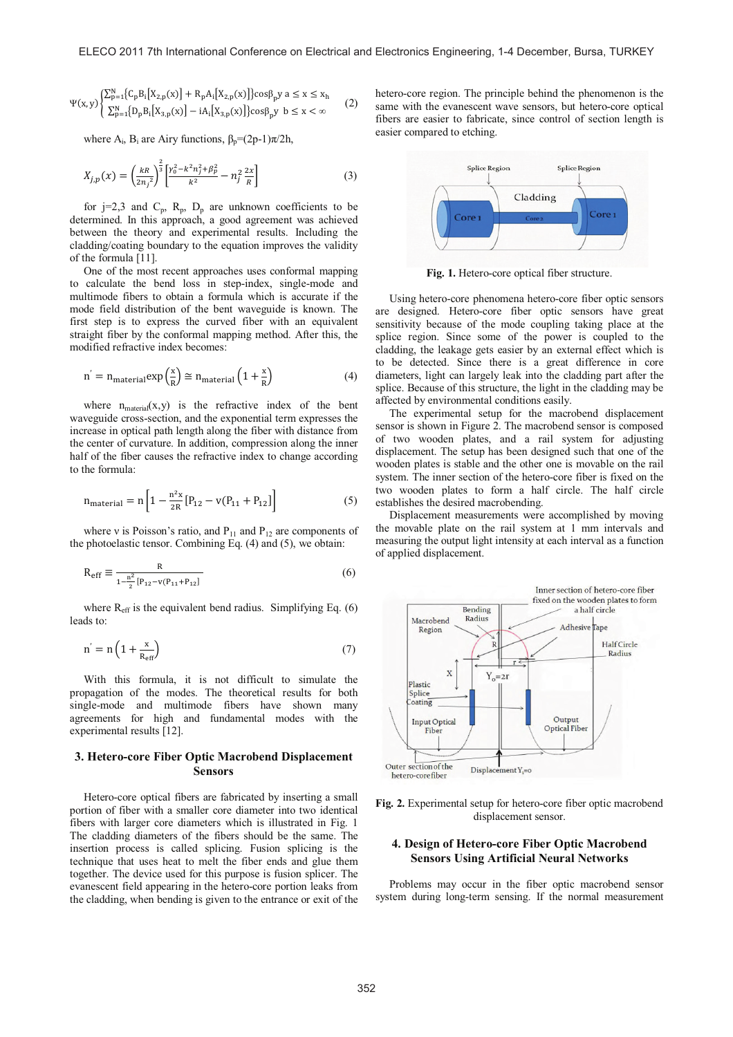$$\Psi(x,y)\begin{cases}\sum_{p=1}^{N}\{C_pB_i[X_{2,p}(x)] + R_pA_i[X_{2,p}(x)]\}\cos\beta_p y & a \le x \le x_h \\ \sum_{p=1}^{N}\{D_pB_i[X_{3,p}(x)] - iA_i[X_{3,p}(x)]\}\cos\beta_p y & b \le x < \infty\end{cases} \quad (2)$$

where $A_i$, $B_i$ are Airy functions, $\beta_p=(2p-1)\pi/2h$,

$$X_{j,p}(x) = \left(\frac{kR}{2n_j^2}\right)^{\frac{2}{3}}\left[\frac{\gamma_0^2-k^2n_j^2+\beta_p^2}{k^2} - n_j^2\frac{2x}{R}\right] \quad (3)$$

for j=2,3 and $C_p$, $R_p$, $D_p$ are unknown coefficients to be determined. In this approach, a good agreement was achieved between the theory and experimental results. Including the cladding/coating boundary to the equation improves the validity of the formula [11].

One of the most recent approaches uses conformal mapping to calculate the bend loss in step-index, single-mode and multimode fibers to obtain a formula which is accurate if the mode field distribution of the bent waveguide is known. The first step is to express the curved fiber with an equivalent straight fiber by the conformal mapping method. After this, the modified refractive index becomes:

$$n' = n_{\text{material}}\exp\left(\frac{x}{R}\right) \cong n_{\text{material}}\left(1+\frac{x}{R}\right) \quad (4)$$

where $n_{\text{material}}(x,y)$ is the refractive index of the bent waveguide cross-section, and the exponential term expresses the increase in optical path length along the fiber with distance from the center of curvature. In addition, compression along the inner half of the fiber causes the refractive index to change according to the formula:

$$n_{\text{material}} = n\left[1 - \frac{n^2x}{2R}\left[P_{12} - v(P_{11} + P_{12})\right]\right] \quad (5)$$

where v is Poisson's ratio, and $P_{11}$ and $P_{12}$ are components of the photoelastic tensor. Combining Eq. (4) and (5), we obtain:

$$R_{\text{eff}} \equiv \frac{R}{1-\frac{n^2}{2}[P_{12}-v(P_{11}+P_{12})]} \quad (6)$$

where $R_{\text{eff}}$ is the equivalent bend radius. Simplifying Eq. (6) leads to:

$$n' = n\left(1+\frac{x}{R_{\text{eff}}}\right) \quad (7)$$

With this formula, it is not difficult to simulate the propagation of the modes. The theoretical results for both single-mode and multimode fibers have shown many agreements for high and fundamental modes with the experimental results [12].

## 3. Hetero-core Fiber Optic Macrobend Displacement Sensors

Hetero-core optical fibers are fabricated by inserting a small portion of fiber with a smaller core diameter into two identical fibers with larger core diameters which is illustrated in Fig. 1 The cladding diameters of the fibers should be the same. The insertion process is called splicing. Fusion splicing is the technique that uses heat to melt the fiber ends and glue them together. The device used for this purpose is fusion splicer. The evanescent field appearing in the hetero-core portion leaks from the cladding, when bending is given to the entrance or exit of the hetero-core region. The principle behind the phenomenon is the same with the evanescent wave sensors, but hetero-core optical fibers are easier to fabricate, since control of section length is easier compared to etching.

**Fig. 1.** Hetero-core optical fiber structure.

Using hetero-core phenomena hetero-core fiber optic sensors are designed. Hetero-core fiber optic sensors have great sensitivity because of the mode coupling taking place at the splice region. Since some of the power is coupled to the cladding, the leakage gets easier by an external effect which is to be detected. Since there is a great difference in core diameters, light can largely leak into the cladding part after the splice. Because of this structure, the light in the cladding may be affected by environmental conditions easily.

The experimental setup for the macrobend displacement sensor is shown in Figure 2. The macrobend sensor is composed of two wooden plates, and a rail system for adjusting displacement. The setup has been designed such that one of the wooden plates is stable and the other one is movable on the rail system. The inner section of the hetero-core fiber is fixed on the two wooden plates to form a half circle. The half circle establishes the desired macrobending.

Displacement measurements were accomplished by moving the movable plate on the rail system at 1 mm intervals and measuring the output light intensity at each interval as a function of applied displacement.

**Fig. 2.** Experimental setup for hetero-core fiber optic macrobend displacement sensor.

## 4. Design of Hetero-core Fiber Optic Macrobend Sensors Using Artificial Neural Networks

Problems may occur in the fiber optic macrobend sensor system during long-term sensing. If the normal measurement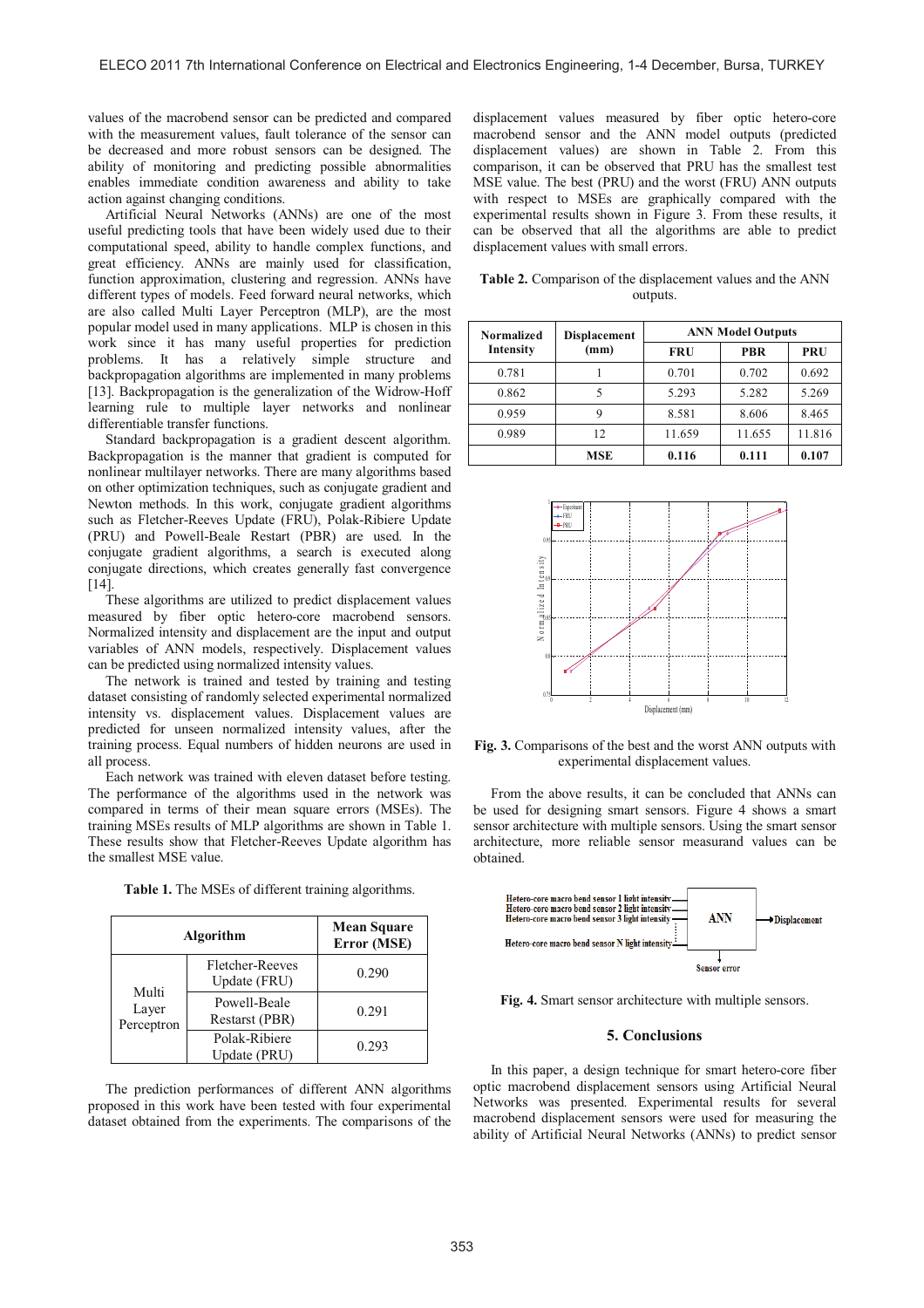values of the macrobend sensor can be predicted and compared with the measurement values, fault tolerance of the sensor can be decreased and more robust sensors can be designed. The ability of monitoring and predicting possible abnormalities enables immediate condition awareness and ability to take action against changing conditions.

Artificial Neural Networks (ANNs) are one of the most useful predicting tools that have been widely used due to their computational speed, ability to handle complex functions, and great efficiency. ANNs are mainly used for classification, function approximation, clustering and regression. ANNs have different types of models. Feed forward neural networks, which are also called Multi Layer Perceptron (MLP), are the most popular model used in many applications. MLP is chosen in this work since it has many useful properties for prediction problems. It has a relatively simple structure and backpropagation algorithms are implemented in many problems [13]. Backpropagation is the generalization of the Widrow-Hoff learning rule to multiple layer networks and nonlinear differentiable transfer functions.

Standard backpropagation is a gradient descent algorithm. Backpropagation is the manner that gradient is computed for nonlinear multilayer networks. There are many algorithms based on other optimization techniques, such as conjugate gradient and Newton methods. In this work, conjugate gradient algorithms such as Fletcher-Reeves Update (FRU), Polak-Ribiere Update (PRU) and Powell-Beale Restart (PBR) are used. In the conjugate gradient algorithms, a search is executed along conjugate directions, which creates generally fast convergence [14].

These algorithms are utilized to predict displacement values measured by fiber optic hetero-core macrobend sensors. Normalized intensity and displacement are the input and output variables of ANN models, respectively. Displacement values can be predicted using normalized intensity values.

The network is trained and tested by training and testing dataset consisting of randomly selected experimental normalized intensity vs. displacement values. Displacement values are predicted for unseen normalized intensity values, after the training process. Equal numbers of hidden neurons are used in all process.

Each network was trained with eleven dataset before testing. The performance of the algorithms used in the network was compared in terms of their mean square errors (MSEs). The training MSEs results of MLP algorithms are shown in Table 1. These results show that Fletcher-Reeves Update algorithm has the smallest MSE value.

**Table 1.** The MSEs of different training algorithms.

| Algorithm | | Mean Square Error (MSE) |
|---|---|---|
| Multi Layer Perceptron | Fletcher-Reeves Update (FRU) | 0.290 |
| | Powell-Beale Restart (PBR) | 0.291 |
| | Polak-Ribiere Update (PRU) | 0.293 |

The prediction performances of different ANN algorithms proposed in this work have been tested with four experimental dataset obtained from the experiments. The comparisons of the displacement values measured by fiber optic hetero-core macrobend sensor and the ANN model outputs (predicted displacement values) are shown in Table 2. From this comparison, it can be observed that PRU has the smallest test MSE value. The best (PRU) and the worst (FRU) ANN outputs with respect to MSEs are graphically compared with the experimental results shown in Figure 3. From these results, it can be observed that all the algorithms are able to predict displacement values with small errors.

**Table 2.** Comparison of the displacement values and the ANN outputs.

| Normalized Intensity | Displacement (mm) | ANN Model Outputs | | |
|---|---|---|---|---|
| | | FRU | PBR | PRU |
| 0.781 | 1 | 0.701 | 0.702 | 0.692 |
| 0.862 | 5 | 5.293 | 5.282 | 5.269 |
| 0.959 | 9 | 8.581 | 8.606 | 8.465 |
| 0.989 | 12 | 11.659 | 11.655 | 11.816 |
| | MSE | 0.116 | 0.111 | 0.107 |

**Fig. 3.** Comparisons of the best and the worst ANN outputs with experimental displacement values.

From the above results, it can be concluded that ANNs can be used for designing smart sensors. Figure 4 shows a smart sensor architecture with multiple sensors. Using the smart sensor architecture, more reliable sensor measurand values can be obtained.

**Fig. 4.** Smart sensor architecture with multiple sensors.

## 5. Conclusions

In this paper, a design technique for smart hetero-core fiber optic macrobend displacement sensors using Artificial Neural Networks was presented. Experimental results for several macrobend displacement sensors were used for measuring the ability of Artificial Neural Networks (ANNs) to predict sensor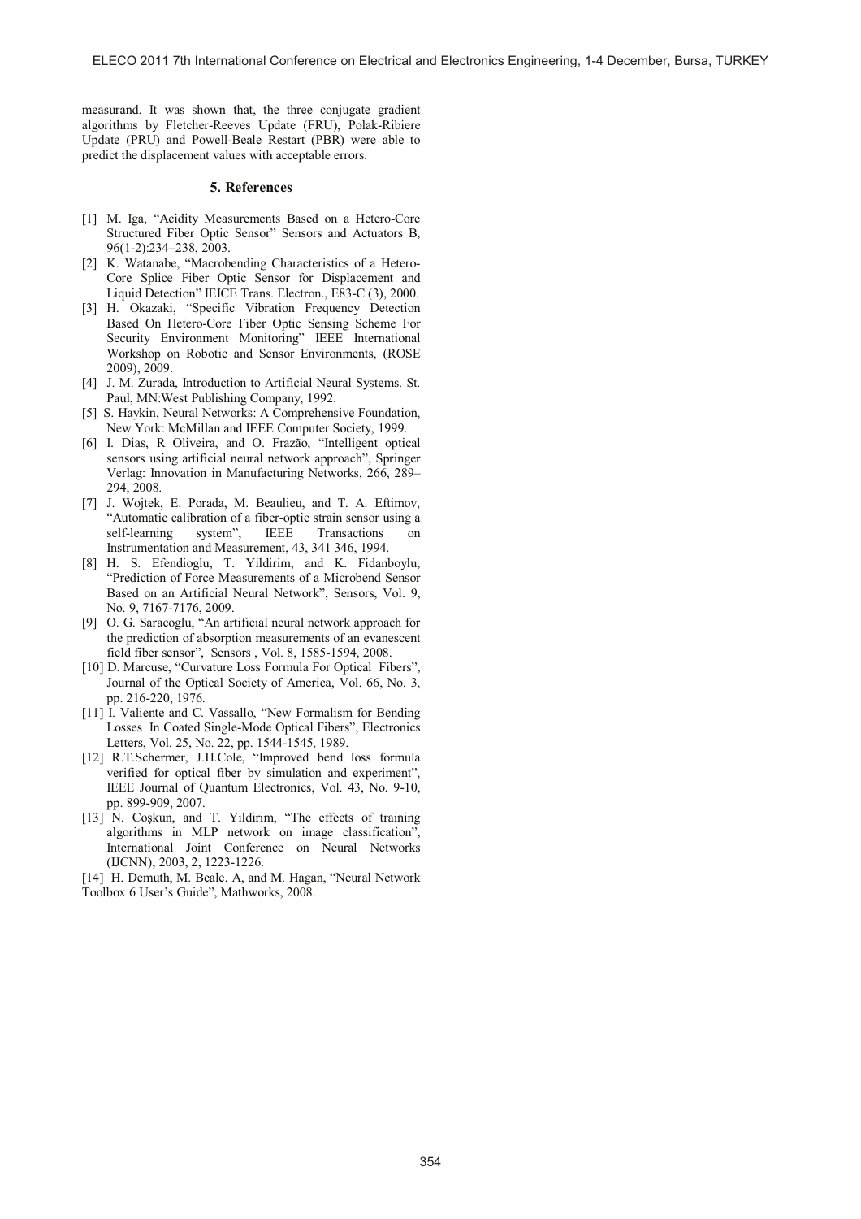measurand. It was shown that, the three conjugate gradient algorithms by Fletcher-Reeves Update (FRU), Polak-Ribiere Update (PRU) and Powell-Beale Restart (PBR) were able to predict the displacement values with acceptable errors.

## 5. References

[1] M. Iga, "Acidity Measurements Based on a Hetero-Core Structured Fiber Optic Sensor" Sensors and Actuators B, 96(1-2):234–238, 2003.

[2] K. Watanabe, "Macrobending Characteristics of a Hetero-Core Splice Fiber Optic Sensor for Displacement and Liquid Detection" IEICE Trans. Electron., E83-C (3), 2000.

[3] H. Okazaki, "Specific Vibration Frequency Detection Based On Hetero-Core Fiber Optic Sensing Scheme For Security Environment Monitoring" IEEE International Workshop on Robotic and Sensor Environments, (ROSE 2009), 2009.

[4] J. M. Zurada, Introduction to Artificial Neural Systems. St. Paul, MN:West Publishing Company, 1992.

[5] S. Haykin, Neural Networks: A Comprehensive Foundation, New York: McMillan and IEEE Computer Society, 1999.

[6] I. Dias, R Oliveira, and O. Frazão, "Intelligent optical sensors using artificial neural network approach", Springer Verlag: Innovation in Manufacturing Networks, 266, 289–294, 2008.

[7] J. Wojtek, E. Porada, M. Beaulieu, and T. A. Eftimov, "Automatic calibration of a fiber-optic strain sensor using a self-learning system", IEEE Transactions on Instrumentation and Measurement, 43, 341 346, 1994.

[8] H. S. Efendioglu, T. Yildirim, and K. Fidanboylu, "Prediction of Force Measurements of a Microbend Sensor Based on an Artificial Neural Network", Sensors, Vol. 9, No. 9, 7167-7176, 2009.

[9] O. G. Saracoglu, "An artificial neural network approach for the prediction of absorption measurements of an evanescent field fiber sensor", Sensors , Vol. 8, 1585-1594, 2008.

[10] D. Marcuse, "Curvature Loss Formula For Optical Fibers", Journal of the Optical Society of America, Vol. 66, No. 3, pp. 216-220, 1976.

[11] I. Valiente and C. Vassallo, "New Formalism for Bending Losses In Coated Single-Mode Optical Fibers", Electronics Letters, Vol. 25, No. 22, pp. 1544-1545, 1989.

[12] R.T.Schermer, J.H.Cole, "Improved bend loss formula verified for optical fiber by simulation and experiment", IEEE Journal of Quantum Electronics, Vol. 43, No. 9-10, pp. 899-909, 2007.

[13] N. Coşkun, and T. Yildirim, "The effects of training algorithms in MLP network on image classification", International Joint Conference on Neural Networks (IJCNN), 2003, 2, 1223-1226.

[14] H. Demuth, M. Beale. A, and M. Hagan, "Neural Network Toolbox 6 User's Guide", Mathworks, 2008.